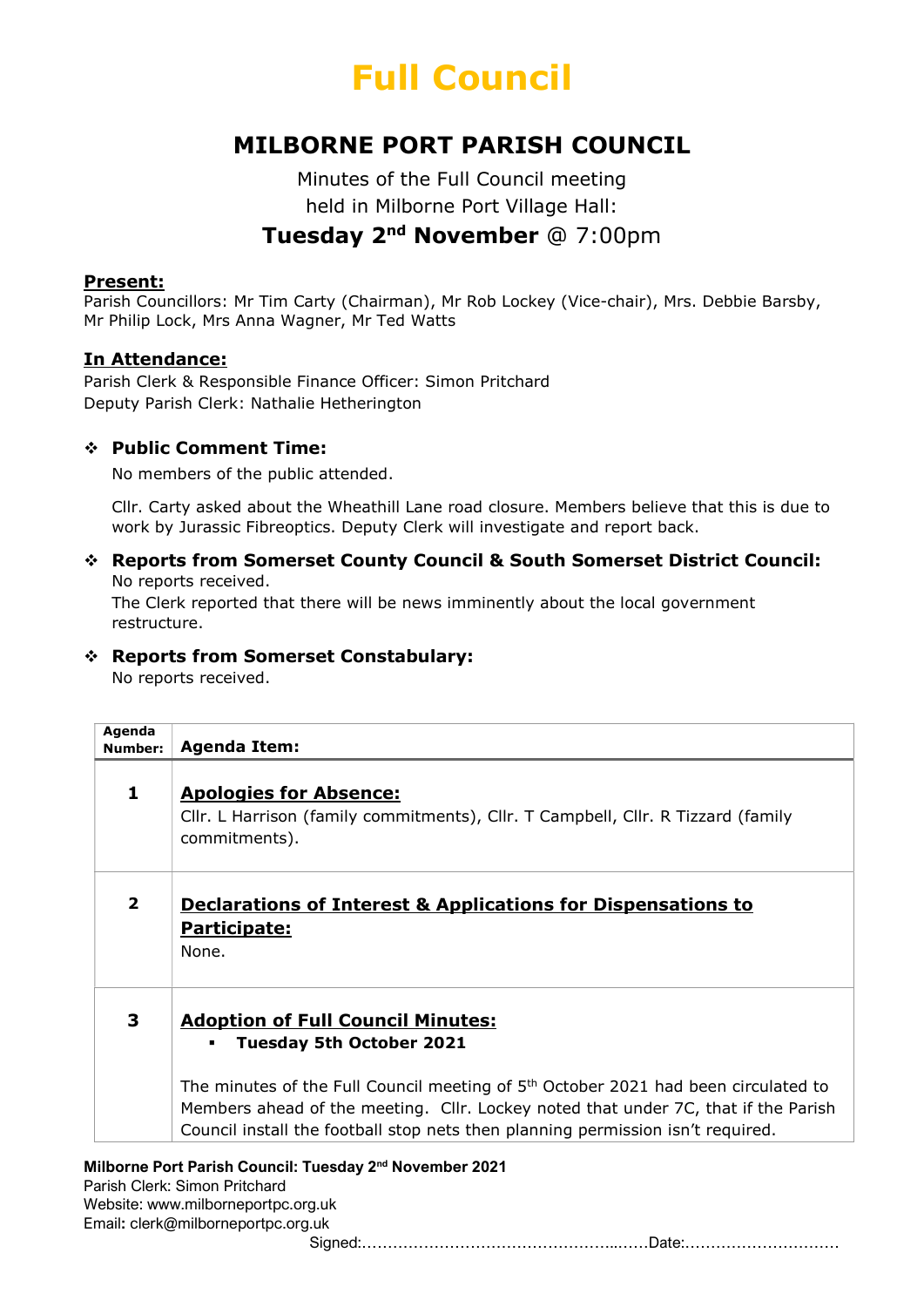# Full Council

## MILBORNE PORT PARISH COUNCIL

Minutes of the Full Council meeting
held in Milborne Port Village Hall:

**Tuesday 2nd November** @ 7:00pm

**Present:**
Parish Councillors: Mr Tim Carty (Chairman), Mr Rob Lockey (Vice-chair), Mrs. Debbie Barsby, Mr Philip Lock, Mrs Anna Wagner, Mr Ted Watts

**In Attendance:**
Parish Clerk & Responsible Finance Officer: Simon Pritchard
Deputy Parish Clerk: Nathalie Hetherington

- **Public Comment Time:**

  No members of the public attended.

  Cllr. Carty asked about the Wheathill Lane road closure. Members believe that this is due to work by Jurassic Fibreoptics. Deputy Clerk will investigate and report back.

- **Reports from Somerset County Council & South Somerset District Council:**
  No reports received.
  The Clerk reported that there will be news imminently about the local government restructure.

- **Reports from Somerset Constabulary:**
  No reports received.

| Agenda Number: | Agenda Item: |
|---|---|
| 1 | **Apologies for Absence:** Cllr. L Harrison (family commitments), Cllr. T Campbell, Cllr. R Tizzard (family commitments). |
| 2 | **Declarations of Interest & Applications for Dispensations to Participate:** None. |
| 3 | **Adoption of Full Council Minutes:** <br>▪ **Tuesday 5th October 2021** <br><br>The minutes of the Full Council meeting of 5th October 2021 had been circulated to Members ahead of the meeting. Cllr. Lockey noted that under 7C, that if the Parish Council install the football stop nets then planning permission isn't required. |

**Milborne Port Parish Council: Tuesday 2nd November 2021**
Parish Clerk: Simon Pritchard
Website: www.milborneportpc.org.uk
Email: clerk@milborneportpc.org.uk

Signed:……………………………………………..……Date:…………………………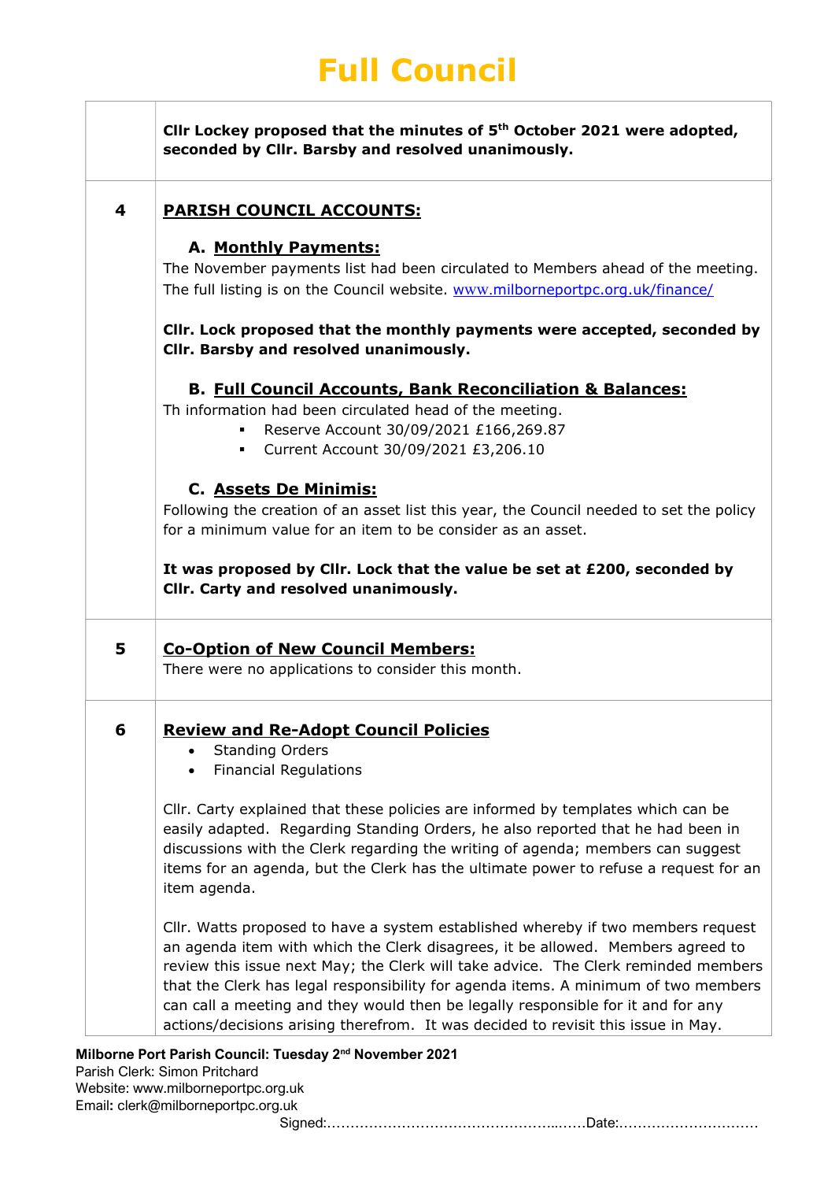# Full Council

**Cllr Lockey proposed that the minutes of 5th October 2021 were adopted, seconded by Cllr. Barsby and resolved unanimously.**

## 4 PARISH COUNCIL ACCOUNTS:

### A. Monthly Payments:

The November payments list had been circulated to Members ahead of the meeting. The full listing is on the Council website. www.milborneportpc.org.uk/finance/

**Cllr. Lock proposed that the monthly payments were accepted, seconded by Cllr. Barsby and resolved unanimously.**

### B. Full Council Accounts, Bank Reconciliation & Balances:

Th information had been circulated head of the meeting.

- Reserve Account 30/09/2021 £166,269.87
- Current Account 30/09/2021 £3,206.10

### C. Assets De Minimis:

Following the creation of an asset list this year, the Council needed to set the policy for a minimum value for an item to be consider as an asset.

**It was proposed by Cllr. Lock that the value be set at £200, seconded by Cllr. Carty and resolved unanimously.**

## 5 Co-Option of New Council Members:

There were no applications to consider this month.

## 6 Review and Re-Adopt Council Policies

- Standing Orders
- Financial Regulations

Cllr. Carty explained that these policies are informed by templates which can be easily adapted. Regarding Standing Orders, he also reported that he had been in discussions with the Clerk regarding the writing of agenda; members can suggest items for an agenda, but the Clerk has the ultimate power to refuse a request for an item agenda.

Cllr. Watts proposed to have a system established whereby if two members request an agenda item with which the Clerk disagrees, it be allowed. Members agreed to review this issue next May; the Clerk will take advice. The Clerk reminded members that the Clerk has legal responsibility for agenda items. A minimum of two members can call a meeting and they would then be legally responsible for it and for any actions/decisions arising therefrom. It was decided to revisit this issue in May.

**Milborne Port Parish Council: Tuesday 2nd November 2021**
Parish Clerk: Simon Pritchard
Website: www.milborneportpc.org.uk
Email: clerk@milborneportpc.org.uk

Signed:……………………………………………..……Date:…………………………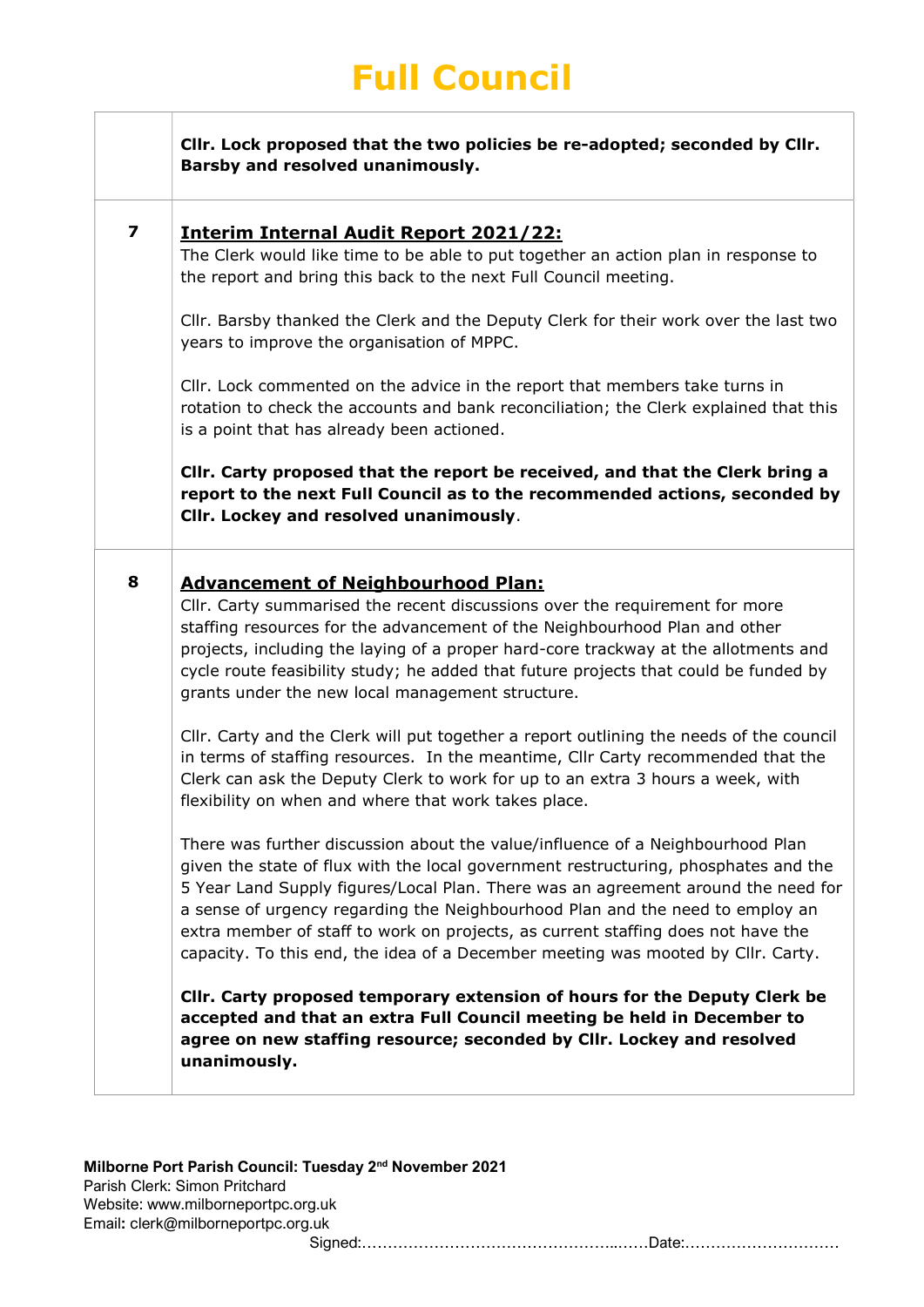# Full Council

| | |
|---|---|
| | **Cllr. Lock proposed that the two policies be re-adopted; seconded by Cllr. Barsby and resolved unanimously.** |
| **7** | **<u>Interim Internal Audit Report 2021/22:</u>**<br>The Clerk would like time to be able to put together an action plan in response to the report and bring this back to the next Full Council meeting.<br><br>Cllr. Barsby thanked the Clerk and the Deputy Clerk for their work over the last two years to improve the organisation of MPPC.<br><br>Cllr. Lock commented on the advice in the report that members take turns in rotation to check the accounts and bank reconciliation; the Clerk explained that this is a point that has already been actioned.<br><br>**Cllr. Carty proposed that the report be received, and that the Clerk bring a report to the next Full Council as to the recommended actions, seconded by Cllr. Lockey and resolved unanimously**. |
| **8** | **<u>Advancement of Neighbourhood Plan:</u>**<br>Cllr. Carty summarised the recent discussions over the requirement for more staffing resources for the advancement of the Neighbourhood Plan and other projects, including the laying of a proper hard-core trackway at the allotments and cycle route feasibility study; he added that future projects that could be funded by grants under the new local management structure.<br><br>Cllr. Carty and the Clerk will put together a report outlining the needs of the council in terms of staffing resources. In the meantime, Cllr Carty recommended that the Clerk can ask the Deputy Clerk to work for up to an extra 3 hours a week, with flexibility on when and where that work takes place.<br><br>There was further discussion about the value/influence of a Neighbourhood Plan given the state of flux with the local government restructuring, phosphates and the 5 Year Land Supply figures/Local Plan. There was an agreement around the need for a sense of urgency regarding the Neighbourhood Plan and the need to employ an extra member of staff to work on projects, as current staffing does not have the capacity. To this end, the idea of a December meeting was mooted by Cllr. Carty.<br><br>**Cllr. Carty proposed temporary extension of hours for the Deputy Clerk be accepted and that an extra Full Council meeting be held in December to agree on new staffing resource; seconded by Cllr. Lockey and resolved unanimously.** |

**Milborne Port Parish Council: Tuesday 2nd November 2021**
Parish Clerk: Simon Pritchard
Website: www.milborneportpc.org.uk
Email: clerk@milborneportpc.org.uk

Signed:…………………………………………...……Date:…………………………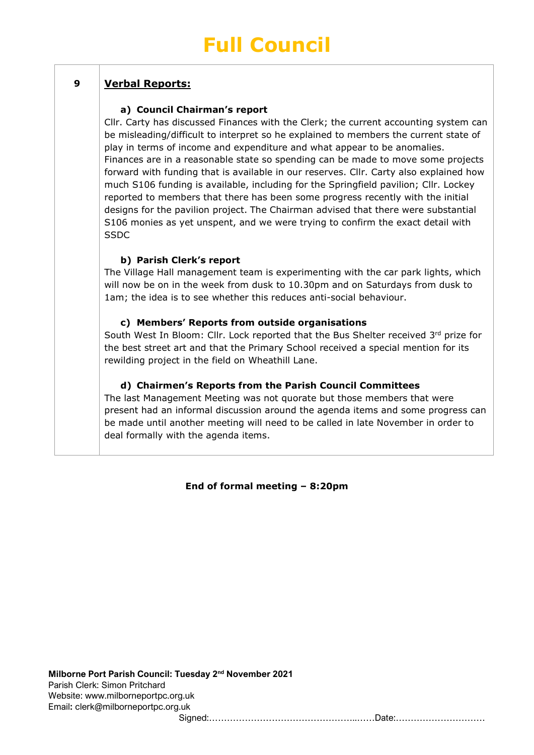# Full Council

| | |
|---|---|
| **9** | **Verbal Reports:**<br><br>**a) Council Chairman's report**<br>Cllr. Carty has discussed Finances with the Clerk; the current accounting system can be misleading/difficult to interpret so he explained to members the current state of play in terms of income and expenditure and what appear to be anomalies. Finances are in a reasonable state so spending can be made to move some projects forward with funding that is available in our reserves. Cllr. Carty also explained how much S106 funding is available, including for the Springfield pavilion; Cllr. Lockey reported to members that there has been some progress recently with the initial designs for the pavilion project. The Chairman advised that there were substantial S106 monies as yet unspent, and we were trying to confirm the exact detail with SSDC<br><br>**b) Parish Clerk's report**<br>The Village Hall management team is experimenting with the car park lights, which will now be on in the week from dusk to 10.30pm and on Saturdays from dusk to 1am; the idea is to see whether this reduces anti-social behaviour.<br><br>**c) Members' Reports from outside organisations**<br>South West In Bloom: Cllr. Lock reported that the Bus Shelter received 3rd prize for the best street art and that the Primary School received a special mention for its rewilding project in the field on Wheathill Lane.<br><br>**d) Chairmen's Reports from the Parish Council Committees**<br>The last Management Meeting was not quorate but those members that were present had an informal discussion around the agenda items and some progress can be made until another meeting will need to be called in late November in order to deal formally with the agenda items. |

**End of formal meeting – 8:20pm**

**Milborne Port Parish Council: Tuesday 2nd November 2021**
Parish Clerk: Simon Pritchard
Website: www.milborneportpc.org.uk
Email: clerk@milborneportpc.org.uk

Signed:……………………………………………..……Date:…………………………